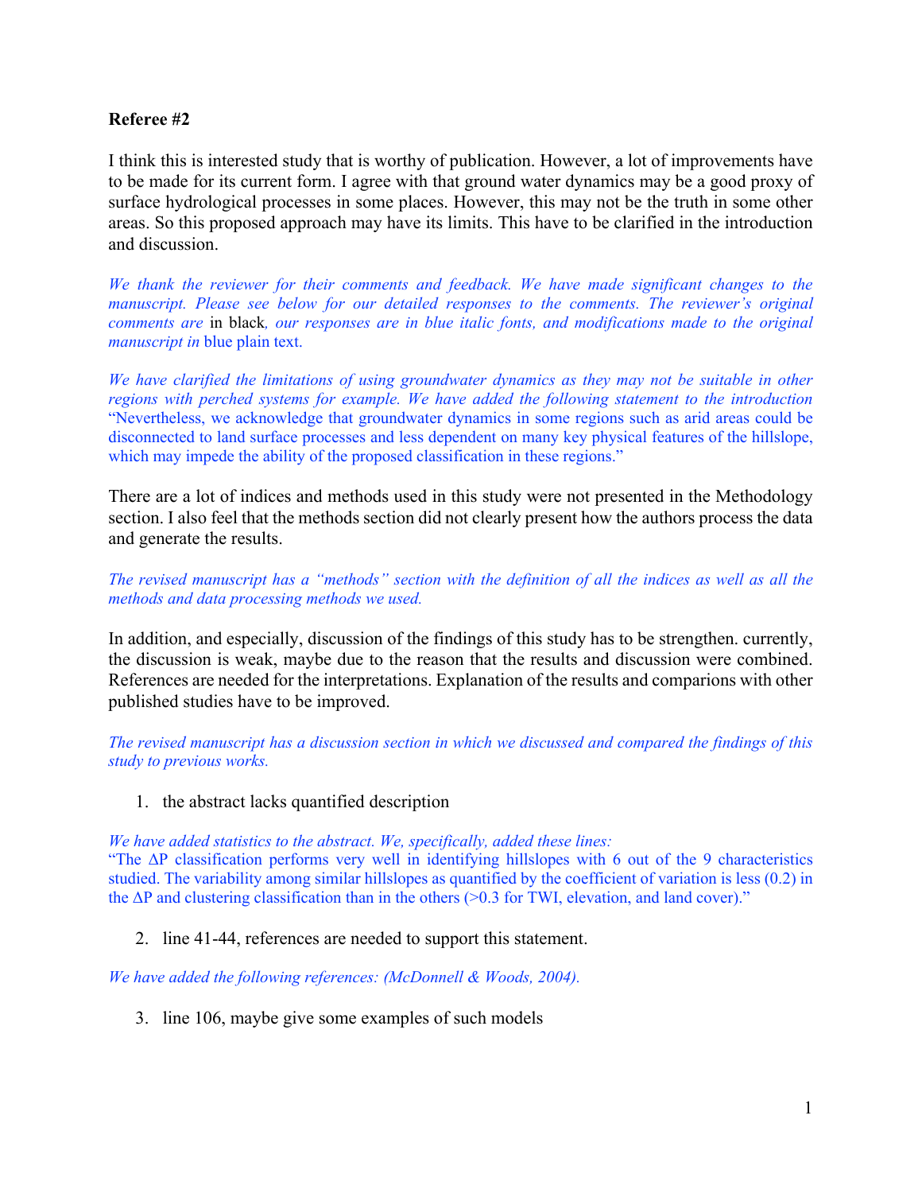**Referee #2**

I think this is interested study that is worthy of publication. However, a lot of improvements have to be made for its current form. I agree with that ground water dynamics may be a good proxy of surface hydrological processes in some places. However, this may not be the truth in some other areas. So this proposed approach may have its limits. This have to be clarified in the introduction and discussion.

*We thank the reviewer for their comments and feedback. We have made significant changes to the manuscript. Please see below for our detailed responses to the comments. The reviewer's original comments are* in black, *our responses are in blue italic fonts, and modifications made to the original manuscript in* blue plain text.

*We have clarified the limitations of using groundwater dynamics as they may not be suitable in other regions with perched systems for example. We have added the following statement to the introduction* "Nevertheless, we acknowledge that groundwater dynamics in some regions such as arid areas could be disconnected to land surface processes and less dependent on many key physical features of the hillslope, which may impede the ability of the proposed classification in these regions."

There are a lot of indices and methods used in this study were not presented in the Methodology section. I also feel that the methods section did not clearly present how the authors process the data and generate the results.

*The revised manuscript has a "methods" section with the definition of all the indices as well as all the methods and data processing methods we used.*

In addition, and especially, discussion of the findings of this study has to be strengthen. currently, the discussion is weak, maybe due to the reason that the results and discussion were combined. References are needed for the interpretations. Explanation of the results and comparions with other published studies have to be improved.

*The revised manuscript has a discussion section in which we discussed and compared the findings of this study to previous works.*

1. the abstract lacks quantified description

*We have added statistics to the abstract. We, specifically, added these lines:*
"The $\Delta P$ classification performs very well in identifying hillslopes with 6 out of the 9 characteristics studied. The variability among similar hillslopes as quantified by the coefficient of variation is less (0.2) in the $\Delta P$ and clustering classification than in the others (>0.3 for TWI, elevation, and land cover)."

2. line 41-44, references are needed to support this statement.

*We have added the following references: (McDonnell & Woods, 2004).*

3. line 106, maybe give some examples of such models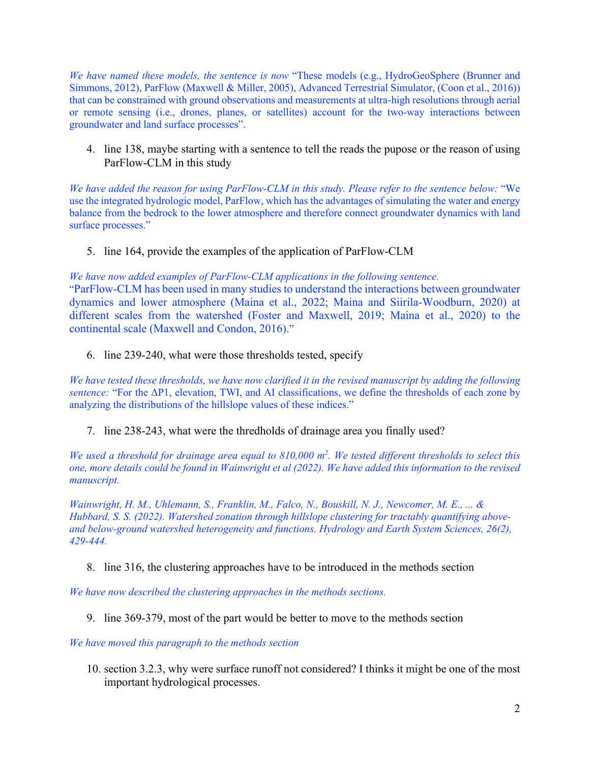*We have named these models, the sentence is now* "These models (e.g., HydroGeoSphere (Brunner and Simmons, 2012), ParFlow (Maxwell & Miller, 2005), Advanced Terrestrial Simulator, (Coon et al., 2016)) that can be constrained with ground observations and measurements at ultra-high resolutions through aerial or remote sensing (i.e., drones, planes, or satellites) account for the two-way interactions between groundwater and land surface processes".

4. line 138, maybe starting with a sentence to tell the reads the pupose or the reason of using ParFlow-CLM in this study

*We have added the reason for using ParFlow-CLM in this study. Please refer to the sentence below:* "We use the integrated hydrologic model, ParFlow, which has the advantages of simulating the water and energy balance from the bedrock to the lower atmosphere and therefore connect groundwater dynamics with land surface processes."

5. line 164, provide the examples of the application of ParFlow-CLM

*We have now added examples of ParFlow-CLM applications in the following sentence.*
"ParFlow-CLM has been used in many studies to understand the interactions between groundwater dynamics and lower atmosphere (Maina et al., 2022; Maina and Siirila-Woodburn, 2020) at different scales from the watershed (Foster and Maxwell, 2019; Maina et al., 2020) to the continental scale (Maxwell and Condon, 2016)."

6. line 239-240, what were those thresholds tested, specify

*We have tested these thresholds, we have now clarified it in the revised manuscript by adding the following sentence:* "For the ΔP1, elevation, TWI, and AI classifications, we define the thresholds of each zone by analyzing the distributions of the hillslope values of these indices."

7. line 238-243, what were the thredholds of drainage area you finally used?

*We used a threshold for drainage area equal to 810,000 m$^2$. We tested different thresholds to select this one, more details could be found in Wainwright et al (2022). We have added this information to the revised manuscript.*

*Wainwright, H. M., Uhlemann, S., Franklin, M., Falco, N., Bouskill, N. J., Newcomer, M. E., ... & Hubbard, S. S. (2022). Watershed zonation through hillslope clustering for tractably quantifying above- and below-ground watershed heterogeneity and functions. Hydrology and Earth System Sciences, 26(2), 429-444.*

8. line 316, the clustering approaches have to be introduced in the methods section

*We have now described the clustering approaches in the methods sections.*

9. line 369-379, most of the part would be better to move to the methods section

*We have moved this paragraph to the methods section*

10. section 3.2.3, why were surface runoff not considered? I thinks it might be one of the most important hydrological processes.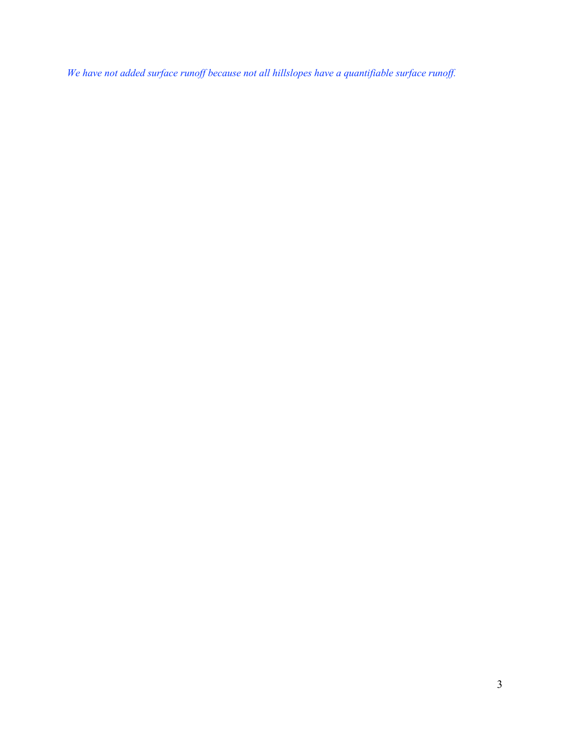*We have not added surface runoff because not all hillslopes have a quantifiable surface runoff.*